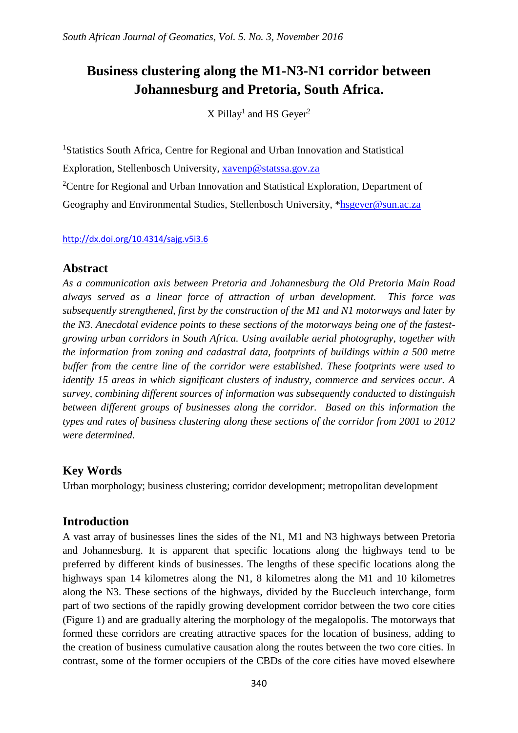# Business clustering along the M1-N3-N1 corridor between Johannesburg and Pretoria, South Africa.

X Pillay[1] and HS Geyer[2]

[1]Statistics South Africa, Centre for Regional and Urban Innovation and Statistical Exploration, Stellenbosch University, xavenp@statssa.gov.za

[2]Centre for Regional and Urban Innovation and Statistical Exploration, Department of Geography and Environmental Studies, Stellenbosch University, *hsgeyer@sun.ac.za

http://dx.doi.org/10.4314/sajg.v5i3.6

## Abstract

*As a communication axis between Pretoria and Johannesburg the Old Pretoria Main Road always served as a linear force of attraction of urban development. This force was subsequently strengthened, first by the construction of the M1 and N1 motorways and later by the N3. Anecdotal evidence points to these sections of the motorways being one of the fastest-growing urban corridors in South Africa. Using available aerial photography, together with the information from zoning and cadastral data, footprints of buildings within a 500 metre buffer from the centre line of the corridor were established. These footprints were used to identify 15 areas in which significant clusters of industry, commerce and services occur. A survey, combining different sources of information was subsequently conducted to distinguish between different groups of businesses along the corridor. Based on this information the types and rates of business clustering along these sections of the corridor from 2001 to 2012 were determined.*

## Key Words

Urban morphology; business clustering; corridor development; metropolitan development

## Introduction

A vast array of businesses lines the sides of the N1, M1 and N3 highways between Pretoria and Johannesburg. It is apparent that specific locations along the highways tend to be preferred by different kinds of businesses. The lengths of these specific locations along the highways span 14 kilometres along the N1, 8 kilometres along the M1 and 10 kilometres along the N3. These sections of the highways, divided by the Buccleuch interchange, form part of two sections of the rapidly growing development corridor between the two core cities (Figure 1) and are gradually altering the morphology of the megalopolis. The motorways that formed these corridors are creating attractive spaces for the location of business, adding to the creation of business cumulative causation along the routes between the two core cities. In contrast, some of the former occupiers of the CBDs of the core cities have moved elsewhere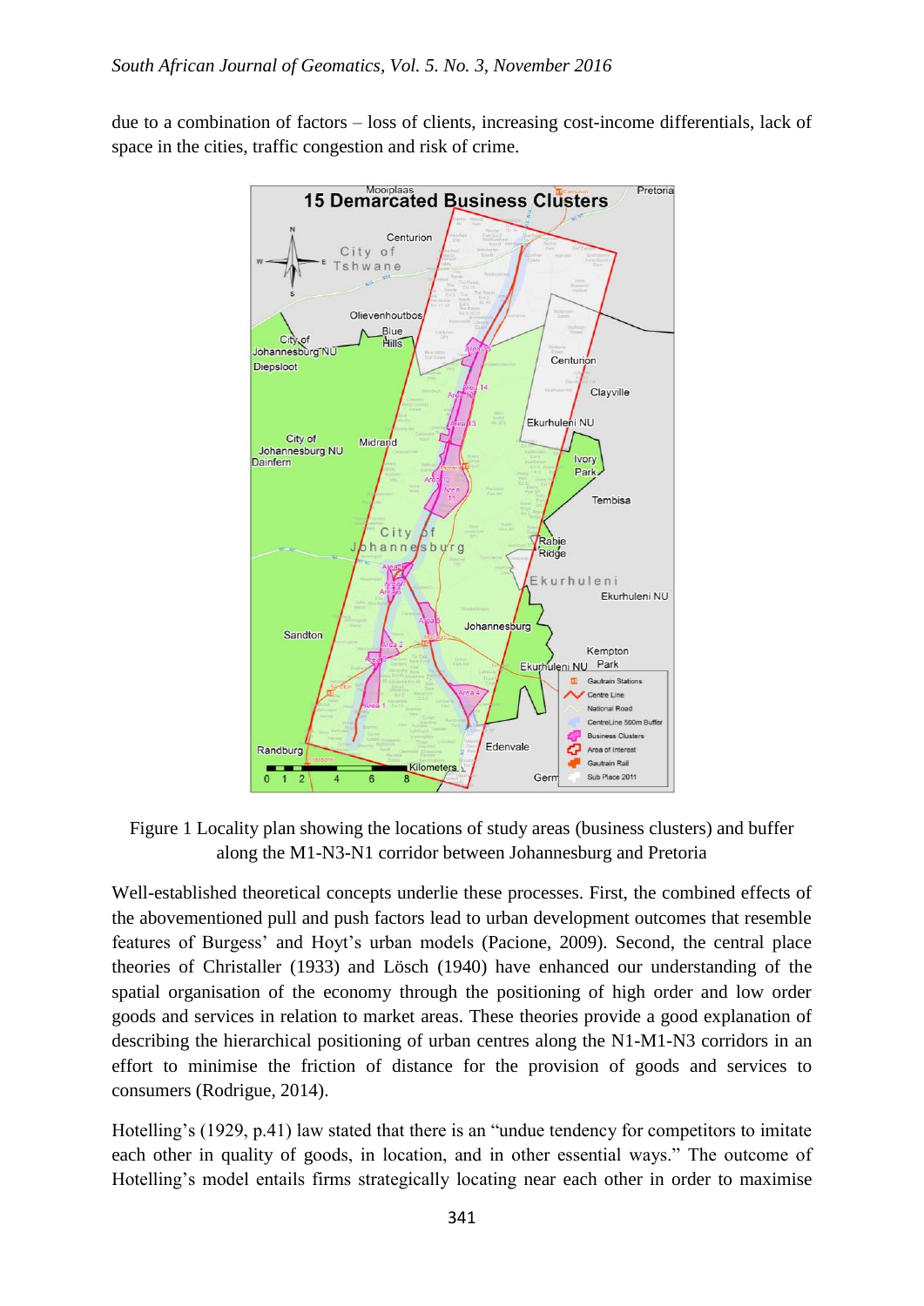due to a combination of factors – loss of clients, increasing cost-income differentials, lack of space in the cities, traffic congestion and risk of crime.

Figure 1 Locality plan showing the locations of study areas (business clusters) and buffer along the M1-N3-N1 corridor between Johannesburg and Pretoria

Well-established theoretical concepts underlie these processes. First, the combined effects of the abovementioned pull and push factors lead to urban development outcomes that resemble features of Burgess' and Hoyt's urban models (Pacione, 2009). Second, the central place theories of Christaller (1933) and Lösch (1940) have enhanced our understanding of the spatial organisation of the economy through the positioning of high order and low order goods and services in relation to market areas. These theories provide a good explanation of describing the hierarchical positioning of urban centres along the N1-M1-N3 corridors in an effort to minimise the friction of distance for the provision of goods and services to consumers (Rodrigue, 2014).

Hotelling's (1929, p.41) law stated that there is an "undue tendency for competitors to imitate each other in quality of goods, in location, and in other essential ways." The outcome of Hotelling's model entails firms strategically locating near each other in order to maximise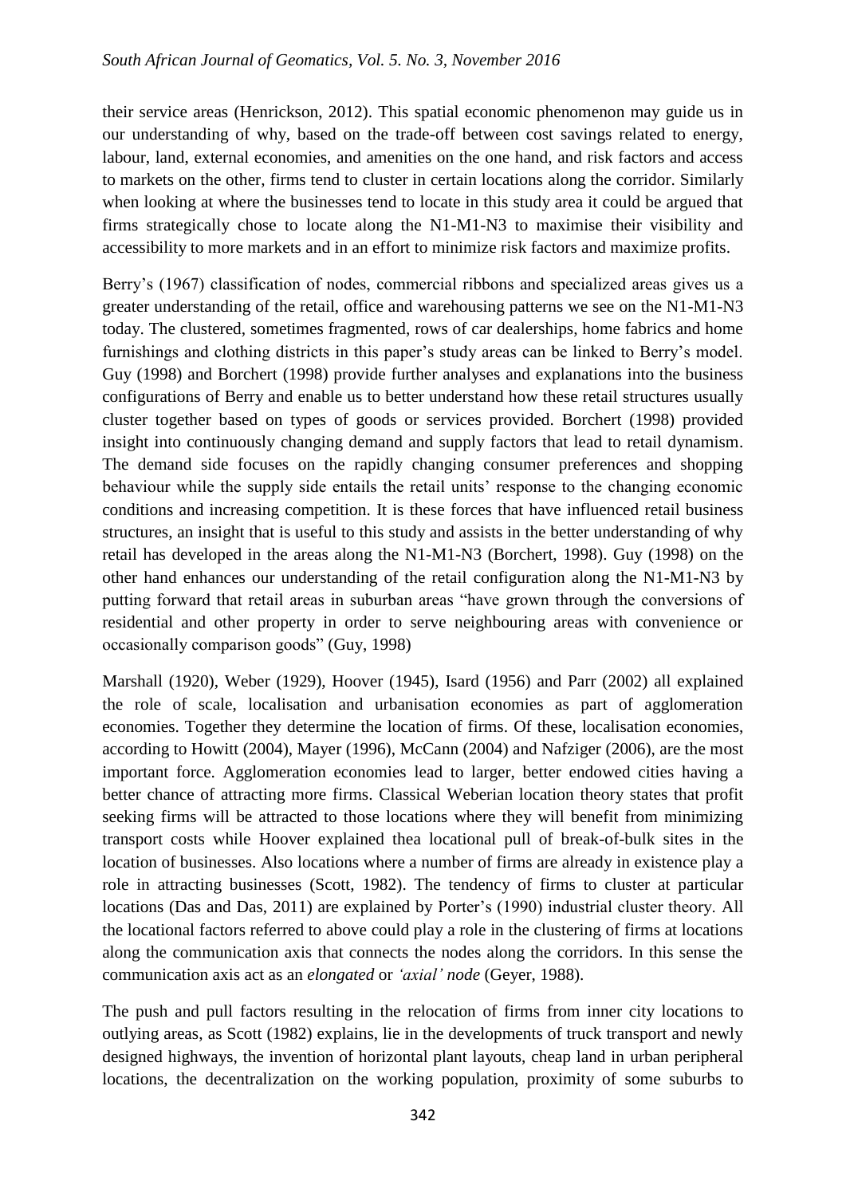their service areas (Henrickson, 2012). This spatial economic phenomenon may guide us in our understanding of why, based on the trade-off between cost savings related to energy, labour, land, external economies, and amenities on the one hand, and risk factors and access to markets on the other, firms tend to cluster in certain locations along the corridor. Similarly when looking at where the businesses tend to locate in this study area it could be argued that firms strategically chose to locate along the N1-M1-N3 to maximise their visibility and accessibility to more markets and in an effort to minimize risk factors and maximize profits.

Berry's (1967) classification of nodes, commercial ribbons and specialized areas gives us a greater understanding of the retail, office and warehousing patterns we see on the N1-M1-N3 today. The clustered, sometimes fragmented, rows of car dealerships, home fabrics and home furnishings and clothing districts in this paper's study areas can be linked to Berry's model. Guy (1998) and Borchert (1998) provide further analyses and explanations into the business configurations of Berry and enable us to better understand how these retail structures usually cluster together based on types of goods or services provided. Borchert (1998) provided insight into continuously changing demand and supply factors that lead to retail dynamism. The demand side focuses on the rapidly changing consumer preferences and shopping behaviour while the supply side entails the retail units' response to the changing economic conditions and increasing competition. It is these forces that have influenced retail business structures, an insight that is useful to this study and assists in the better understanding of why retail has developed in the areas along the N1-M1-N3 (Borchert, 1998). Guy (1998) on the other hand enhances our understanding of the retail configuration along the N1-M1-N3 by putting forward that retail areas in suburban areas "have grown through the conversions of residential and other property in order to serve neighbouring areas with convenience or occasionally comparison goods" (Guy, 1998)

Marshall (1920), Weber (1929), Hoover (1945), Isard (1956) and Parr (2002) all explained the role of scale, localisation and urbanisation economies as part of agglomeration economies. Together they determine the location of firms. Of these, localisation economies, according to Howitt (2004), Mayer (1996), McCann (2004) and Nafziger (2006), are the most important force. Agglomeration economies lead to larger, better endowed cities having a better chance of attracting more firms. Classical Weberian location theory states that profit seeking firms will be attracted to those locations where they will benefit from minimizing transport costs while Hoover explained thea locational pull of break-of-bulk sites in the location of businesses. Also locations where a number of firms are already in existence play a role in attracting businesses (Scott, 1982). The tendency of firms to cluster at particular locations (Das and Das, 2011) are explained by Porter's (1990) industrial cluster theory. All the locational factors referred to above could play a role in the clustering of firms at locations along the communication axis that connects the nodes along the corridors. In this sense the communication axis act as an *elongated* or *'axial' node* (Geyer, 1988).

The push and pull factors resulting in the relocation of firms from inner city locations to outlying areas, as Scott (1982) explains, lie in the developments of truck transport and newly designed highways, the invention of horizontal plant layouts, cheap land in urban peripheral locations, the decentralization on the working population, proximity of some suburbs to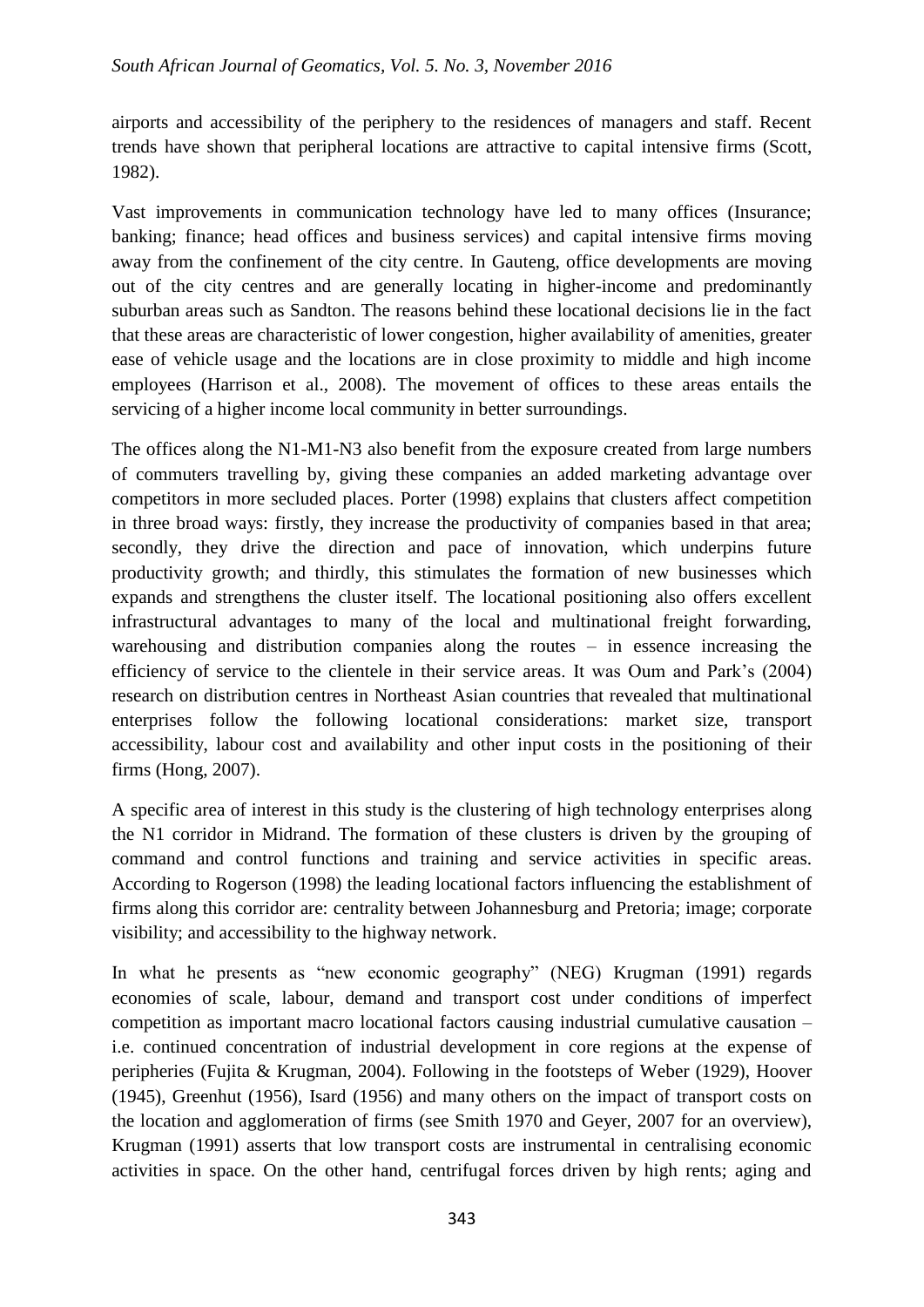airports and accessibility of the periphery to the residences of managers and staff. Recent trends have shown that peripheral locations are attractive to capital intensive firms (Scott, 1982).

Vast improvements in communication technology have led to many offices (Insurance; banking; finance; head offices and business services) and capital intensive firms moving away from the confinement of the city centre. In Gauteng, office developments are moving out of the city centres and are generally locating in higher-income and predominantly suburban areas such as Sandton. The reasons behind these locational decisions lie in the fact that these areas are characteristic of lower congestion, higher availability of amenities, greater ease of vehicle usage and the locations are in close proximity to middle and high income employees (Harrison et al., 2008). The movement of offices to these areas entails the servicing of a higher income local community in better surroundings.

The offices along the N1-M1-N3 also benefit from the exposure created from large numbers of commuters travelling by, giving these companies an added marketing advantage over competitors in more secluded places. Porter (1998) explains that clusters affect competition in three broad ways: firstly, they increase the productivity of companies based in that area; secondly, they drive the direction and pace of innovation, which underpins future productivity growth; and thirdly, this stimulates the formation of new businesses which expands and strengthens the cluster itself. The locational positioning also offers excellent infrastructural advantages to many of the local and multinational freight forwarding, warehousing and distribution companies along the routes – in essence increasing the efficiency of service to the clientele in their service areas. It was Oum and Park's (2004) research on distribution centres in Northeast Asian countries that revealed that multinational enterprises follow the following locational considerations: market size, transport accessibility, labour cost and availability and other input costs in the positioning of their firms (Hong, 2007).

A specific area of interest in this study is the clustering of high technology enterprises along the N1 corridor in Midrand. The formation of these clusters is driven by the grouping of command and control functions and training and service activities in specific areas. According to Rogerson (1998) the leading locational factors influencing the establishment of firms along this corridor are: centrality between Johannesburg and Pretoria; image; corporate visibility; and accessibility to the highway network.

In what he presents as "new economic geography" (NEG) Krugman (1991) regards economies of scale, labour, demand and transport cost under conditions of imperfect competition as important macro locational factors causing industrial cumulative causation – i.e. continued concentration of industrial development in core regions at the expense of peripheries (Fujita & Krugman, 2004). Following in the footsteps of Weber (1929), Hoover (1945), Greenhut (1956), Isard (1956) and many others on the impact of transport costs on the location and agglomeration of firms (see Smith 1970 and Geyer, 2007 for an overview), Krugman (1991) asserts that low transport costs are instrumental in centralising economic activities in space. On the other hand, centrifugal forces driven by high rents; aging and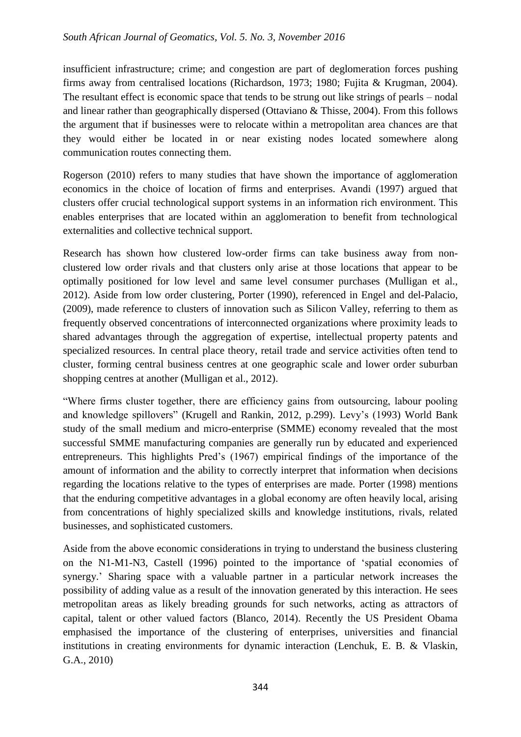insufficient infrastructure; crime; and congestion are part of deglomeration forces pushing firms away from centralised locations (Richardson, 1973; 1980; Fujita & Krugman, 2004). The resultant effect is economic space that tends to be strung out like strings of pearls – nodal and linear rather than geographically dispersed (Ottaviano & Thisse, 2004). From this follows the argument that if businesses were to relocate within a metropolitan area chances are that they would either be located in or near existing nodes located somewhere along communication routes connecting them.

Rogerson (2010) refers to many studies that have shown the importance of agglomeration economics in the choice of location of firms and enterprises. Avandi (1997) argued that clusters offer crucial technological support systems in an information rich environment. This enables enterprises that are located within an agglomeration to benefit from technological externalities and collective technical support.

Research has shown how clustered low-order firms can take business away from non-clustered low order rivals and that clusters only arise at those locations that appear to be optimally positioned for low level and same level consumer purchases (Mulligan et al., 2012). Aside from low order clustering, Porter (1990), referenced in Engel and del-Palacio, (2009), made reference to clusters of innovation such as Silicon Valley, referring to them as frequently observed concentrations of interconnected organizations where proximity leads to shared advantages through the aggregation of expertise, intellectual property patents and specialized resources. In central place theory, retail trade and service activities often tend to cluster, forming central business centres at one geographic scale and lower order suburban shopping centres at another (Mulligan et al., 2012).

"Where firms cluster together, there are efficiency gains from outsourcing, labour pooling and knowledge spillovers" (Krugell and Rankin, 2012, p.299). Levy's (1993) World Bank study of the small medium and micro-enterprise (SMME) economy revealed that the most successful SMME manufacturing companies are generally run by educated and experienced entrepreneurs. This highlights Pred's (1967) empirical findings of the importance of the amount of information and the ability to correctly interpret that information when decisions regarding the locations relative to the types of enterprises are made. Porter (1998) mentions that the enduring competitive advantages in a global economy are often heavily local, arising from concentrations of highly specialized skills and knowledge institutions, rivals, related businesses, and sophisticated customers.

Aside from the above economic considerations in trying to understand the business clustering on the N1-M1-N3, Castell (1996) pointed to the importance of 'spatial economies of synergy.' Sharing space with a valuable partner in a particular network increases the possibility of adding value as a result of the innovation generated by this interaction. He sees metropolitan areas as likely breading grounds for such networks, acting as attractors of capital, talent or other valued factors (Blanco, 2014). Recently the US President Obama emphasised the importance of the clustering of enterprises, universities and financial institutions in creating environments for dynamic interaction (Lenchuk, E. B. & Vlaskin, G.A., 2010)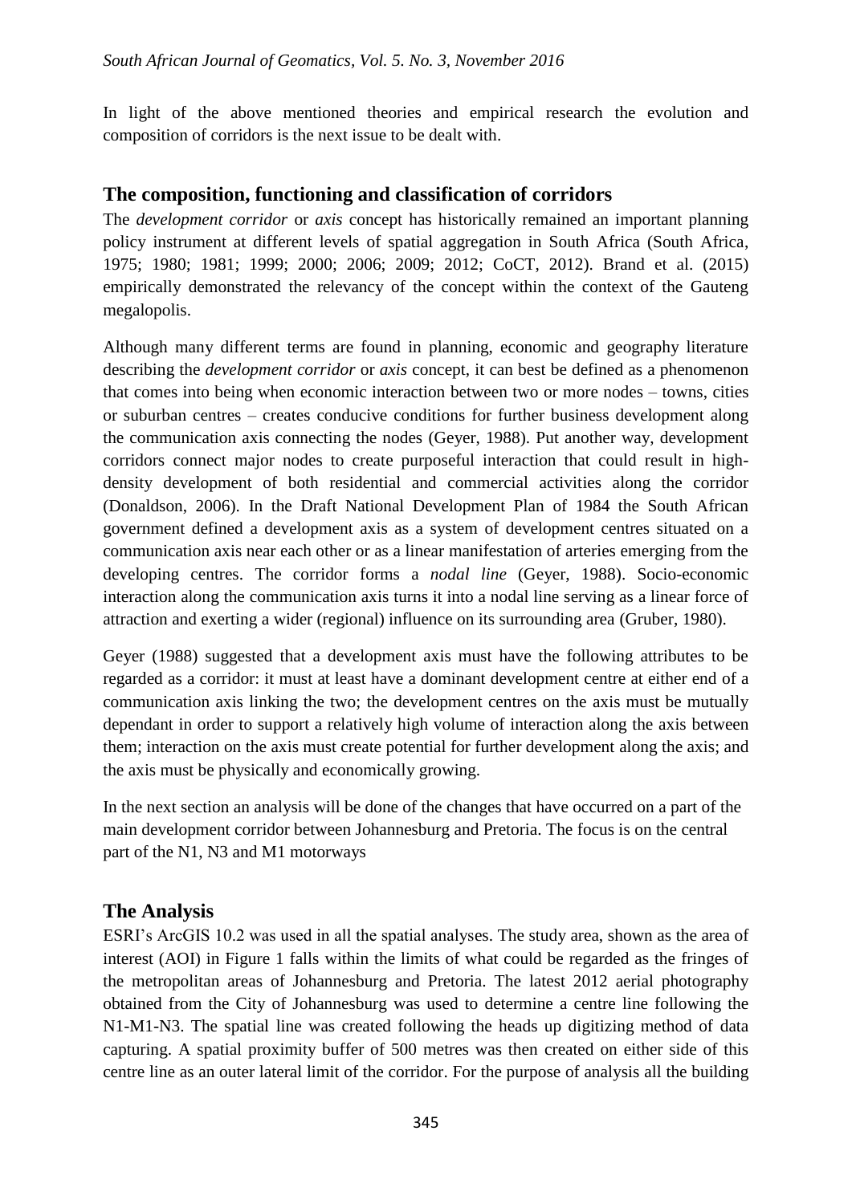In light of the above mentioned theories and empirical research the evolution and composition of corridors is the next issue to be dealt with.

## The composition, functioning and classification of corridors

The *development corridor* or *axis* concept has historically remained an important planning policy instrument at different levels of spatial aggregation in South Africa (South Africa, 1975; 1980; 1981; 1999; 2000; 2006; 2009; 2012; CoCT, 2012). Brand et al. (2015) empirically demonstrated the relevancy of the concept within the context of the Gauteng megalopolis.

Although many different terms are found in planning, economic and geography literature describing the *development corridor* or *axis* concept, it can best be defined as a phenomenon that comes into being when economic interaction between two or more nodes – towns, cities or suburban centres – creates conducive conditions for further business development along the communication axis connecting the nodes (Geyer, 1988). Put another way, development corridors connect major nodes to create purposeful interaction that could result in high-density development of both residential and commercial activities along the corridor (Donaldson, 2006). In the Draft National Development Plan of 1984 the South African government defined a development axis as a system of development centres situated on a communication axis near each other or as a linear manifestation of arteries emerging from the developing centres. The corridor forms a *nodal line* (Geyer, 1988). Socio-economic interaction along the communication axis turns it into a nodal line serving as a linear force of attraction and exerting a wider (regional) influence on its surrounding area (Gruber, 1980).

Geyer (1988) suggested that a development axis must have the following attributes to be regarded as a corridor: it must at least have a dominant development centre at either end of a communication axis linking the two; the development centres on the axis must be mutually dependant in order to support a relatively high volume of interaction along the axis between them; interaction on the axis must create potential for further development along the axis; and the axis must be physically and economically growing.

In the next section an analysis will be done of the changes that have occurred on a part of the main development corridor between Johannesburg and Pretoria. The focus is on the central part of the N1, N3 and M1 motorways

## The Analysis

ESRI's ArcGIS 10.2 was used in all the spatial analyses. The study area, shown as the area of interest (AOI) in Figure 1 falls within the limits of what could be regarded as the fringes of the metropolitan areas of Johannesburg and Pretoria. The latest 2012 aerial photography obtained from the City of Johannesburg was used to determine a centre line following the N1-M1-N3. The spatial line was created following the heads up digitizing method of data capturing. A spatial proximity buffer of 500 metres was then created on either side of this centre line as an outer lateral limit of the corridor. For the purpose of analysis all the building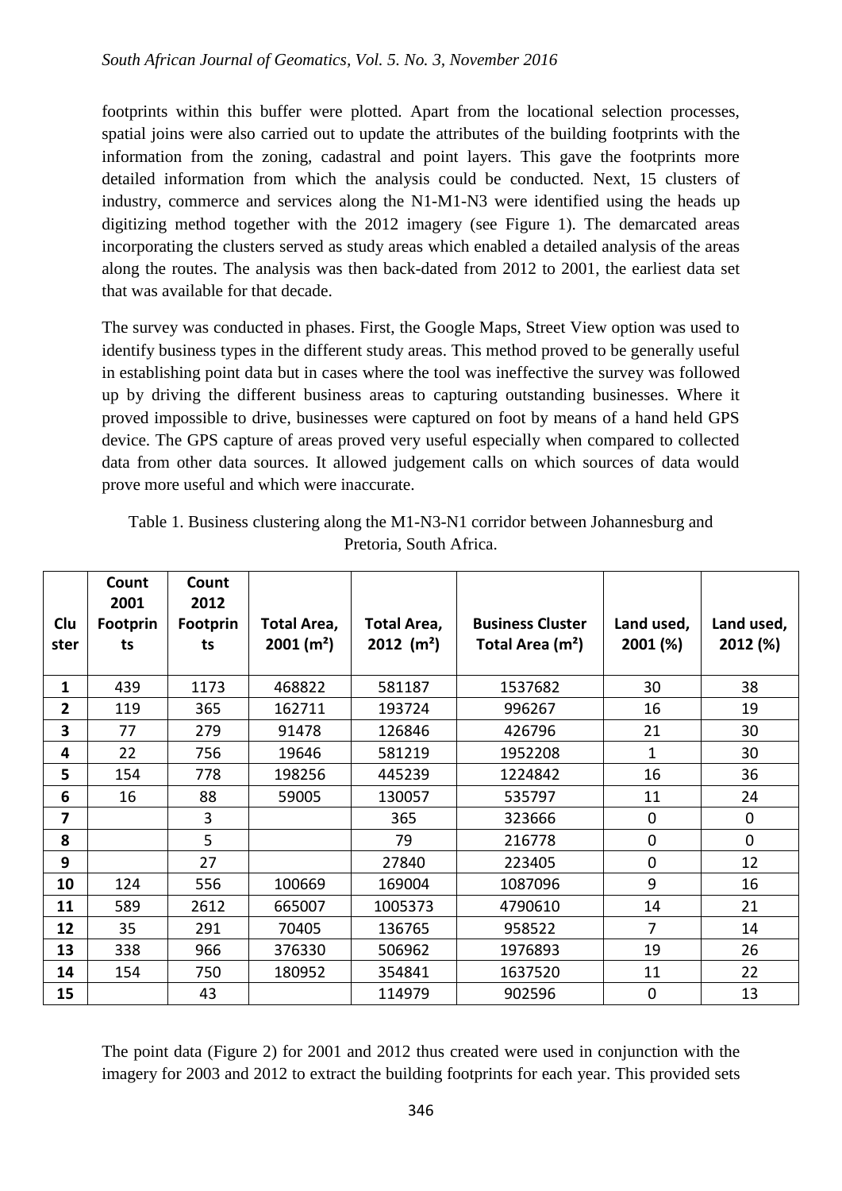footprints within this buffer were plotted. Apart from the locational selection processes, spatial joins were also carried out to update the attributes of the building footprints with the information from the zoning, cadastral and point layers. This gave the footprints more detailed information from which the analysis could be conducted. Next, 15 clusters of industry, commerce and services along the N1-M1-N3 were identified using the heads up digitizing method together with the 2012 imagery (see Figure 1). The demarcated areas incorporating the clusters served as study areas which enabled a detailed analysis of the areas along the routes. The analysis was then back-dated from 2012 to 2001, the earliest data set that was available for that decade.

The survey was conducted in phases. First, the Google Maps, Street View option was used to identify business types in the different study areas. This method proved to be generally useful in establishing point data but in cases where the tool was ineffective the survey was followed up by driving the different business areas to capturing outstanding businesses. Where it proved impossible to drive, businesses were captured on foot by means of a hand held GPS device. The GPS capture of areas proved very useful especially when compared to collected data from other data sources. It allowed judgement calls on which sources of data would prove more useful and which were inaccurate.

Table 1. Business clustering along the M1-N3-N1 corridor between Johannesburg and Pretoria, South Africa.

| Cluster | Count 2001 Footprints | Count 2012 Footprints | Total Area, 2001 (m²) | Total Area, 2012 (m²) | Business Cluster Total Area (m²) | Land used, 2001 (%) | Land used, 2012 (%) |
|---|---|---|---|---|---|---|---|
| **1** | 439 | 1173 | 468822 | 581187 | 1537682 | 30 | 38 |
| **2** | 119 | 365 | 162711 | 193724 | 996267 | 16 | 19 |
| **3** | 77 | 279 | 91478 | 126846 | 426796 | 21 | 30 |
| **4** | 22 | 756 | 19646 | 581219 | 1952208 | 1 | 30 |
| **5** | 154 | 778 | 198256 | 445239 | 1224842 | 16 | 36 |
| **6** | 16 | 88 | 59005 | 130057 | 535797 | 11 | 24 |
| **7** | | 3 | | 365 | 323666 | 0 | 0 |
| **8** | | 5 | | 79 | 216778 | 0 | 0 |
| **9** | | 27 | | 27840 | 223405 | 0 | 12 |
| **10** | 124 | 556 | 100669 | 169004 | 1087096 | 9 | 16 |
| **11** | 589 | 2612 | 665007 | 1005373 | 4790610 | 14 | 21 |
| **12** | 35 | 291 | 70405 | 136765 | 958522 | 7 | 14 |
| **13** | 338 | 966 | 376330 | 506962 | 1976893 | 19 | 26 |
| **14** | 154 | 750 | 180952 | 354841 | 1637520 | 11 | 22 |
| **15** | | 43 | | 114979 | 902596 | 0 | 13 |

The point data (Figure 2) for 2001 and 2012 thus created were used in conjunction with the imagery for 2003 and 2012 to extract the building footprints for each year. This provided sets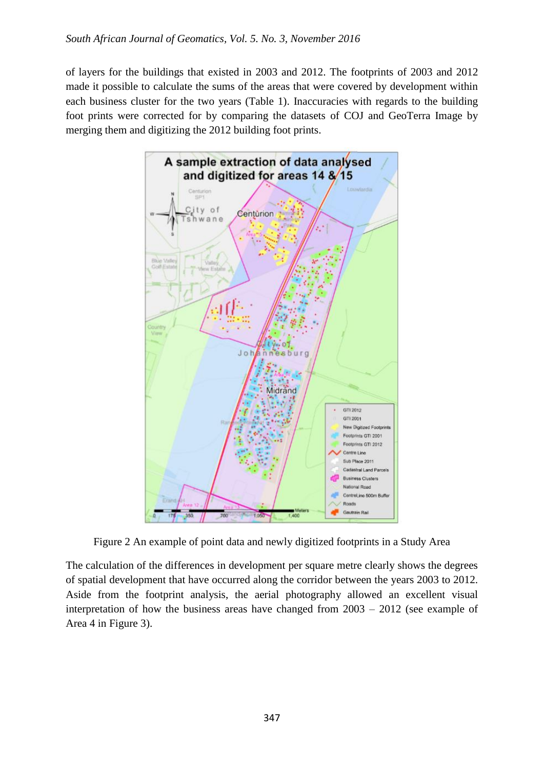of layers for the buildings that existed in 2003 and 2012. The footprints of 2003 and 2012 made it possible to calculate the sums of the areas that were covered by development within each business cluster for the two years (Table 1). Inaccuracies with regards to the building foot prints were corrected for by comparing the datasets of COJ and GeoTerra Image by merging them and digitizing the 2012 building foot prints.

Figure 2 An example of point data and newly digitized footprints in a Study Area

The calculation of the differences in development per square metre clearly shows the degrees of spatial development that have occurred along the corridor between the years 2003 to 2012. Aside from the footprint analysis, the aerial photography allowed an excellent visual interpretation of how the business areas have changed from 2003 – 2012 (see example of Area 4 in Figure 3).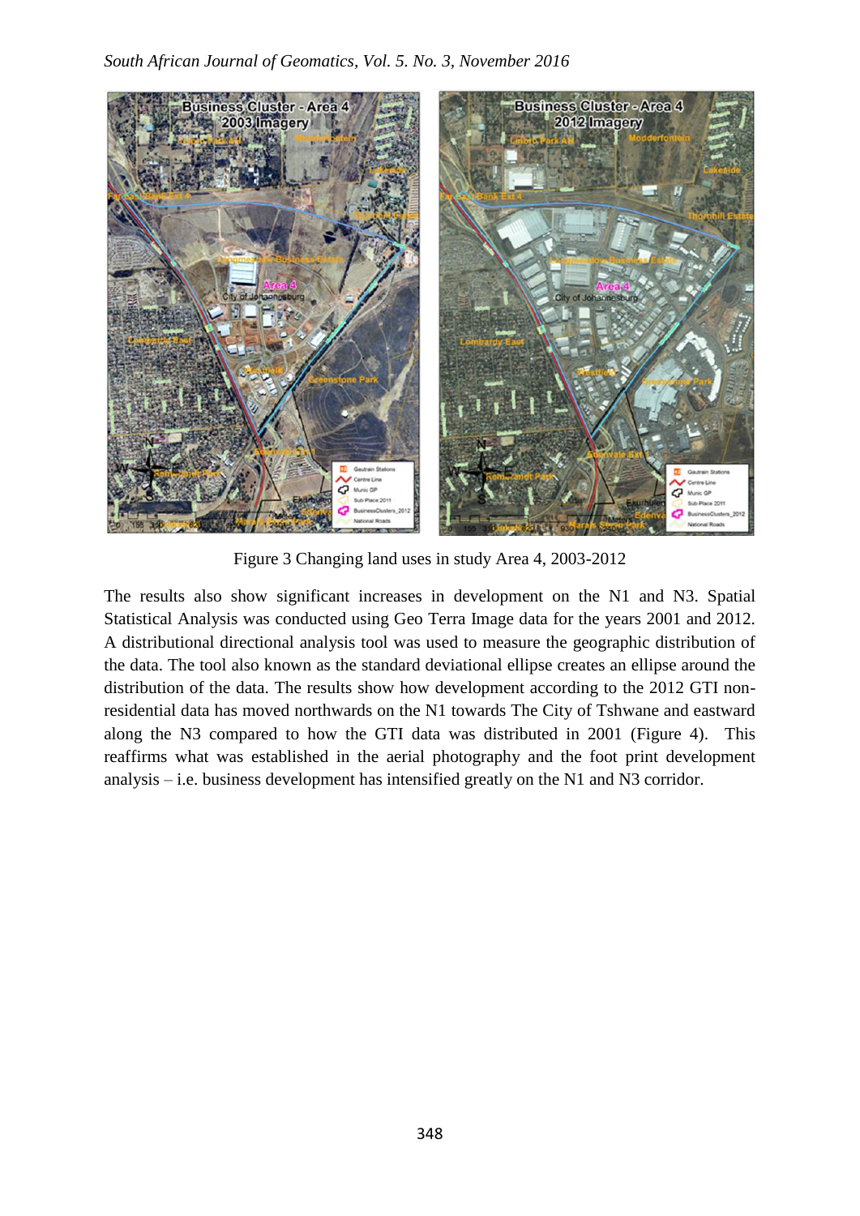Figure 3 Changing land uses in study Area 4, 2003-2012

The results also show significant increases in development on the N1 and N3. Spatial Statistical Analysis was conducted using Geo Terra Image data for the years 2001 and 2012. A distributional directional analysis tool was used to measure the geographic distribution of the data. The tool also known as the standard deviational ellipse creates an ellipse around the distribution of the data. The results show how development according to the 2012 GTI non-residential data has moved northwards on the N1 towards The City of Tshwane and eastward along the N3 compared to how the GTI data was distributed in 2001 (Figure 4). This reaffirms what was established in the aerial photography and the foot print development analysis – i.e. business development has intensified greatly on the N1 and N3 corridor.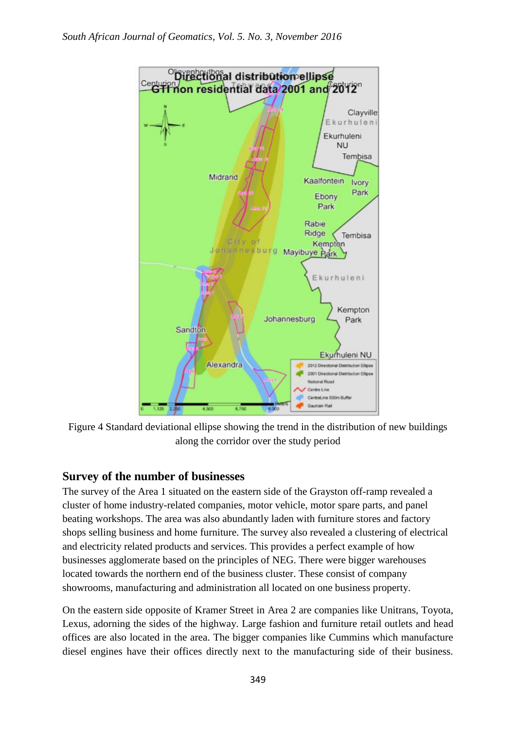Figure 4 Standard deviational ellipse showing the trend in the distribution of new buildings along the corridor over the study period

## Survey of the number of businesses

The survey of the Area 1 situated on the eastern side of the Grayston off-ramp revealed a cluster of home industry-related companies, motor vehicle, motor spare parts, and panel beating workshops. The area was also abundantly laden with furniture stores and factory shops selling business and home furniture. The survey also revealed a clustering of electrical and electricity related products and services. This provides a perfect example of how businesses agglomerate based on the principles of NEG. There were bigger warehouses located towards the northern end of the business cluster. These consist of company showrooms, manufacturing and administration all located on one business property.

On the eastern side opposite of Kramer Street in Area 2 are companies like Unitrans, Toyota, Lexus, adorning the sides of the highway. Large fashion and furniture retail outlets and head offices are also located in the area. The bigger companies like Cummins which manufacture diesel engines have their offices directly next to the manufacturing side of their business.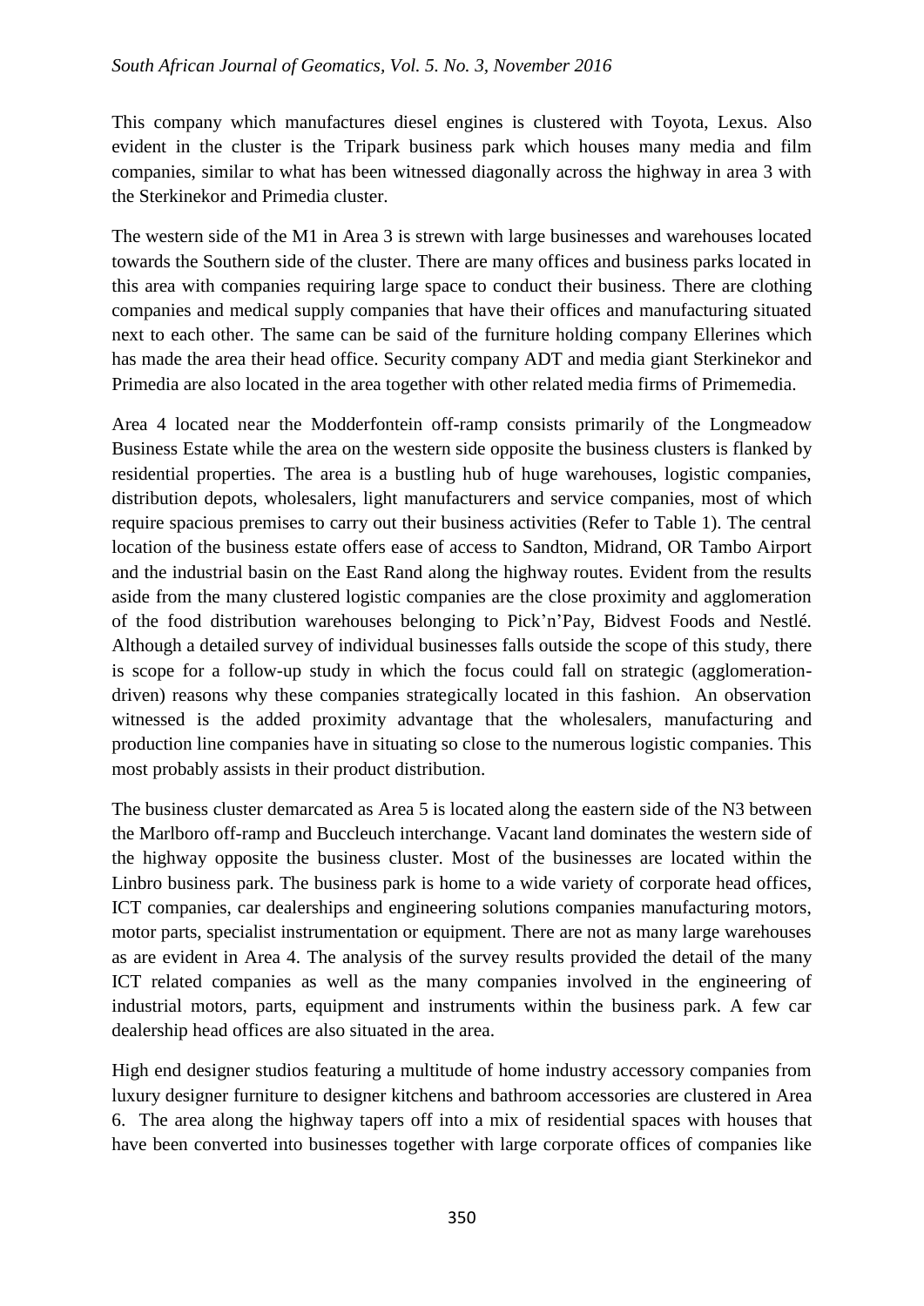This company which manufactures diesel engines is clustered with Toyota, Lexus. Also evident in the cluster is the Tripark business park which houses many media and film companies, similar to what has been witnessed diagonally across the highway in area 3 with the Sterkinekor and Primedia cluster.

The western side of the M1 in Area 3 is strewn with large businesses and warehouses located towards the Southern side of the cluster. There are many offices and business parks located in this area with companies requiring large space to conduct their business. There are clothing companies and medical supply companies that have their offices and manufacturing situated next to each other. The same can be said of the furniture holding company Ellerines which has made the area their head office. Security company ADT and media giant Sterkinekor and Primedia are also located in the area together with other related media firms of Primemedia.

Area 4 located near the Modderfontein off-ramp consists primarily of the Longmeadow Business Estate while the area on the western side opposite the business clusters is flanked by residential properties. The area is a bustling hub of huge warehouses, logistic companies, distribution depots, wholesalers, light manufacturers and service companies, most of which require spacious premises to carry out their business activities (Refer to Table 1). The central location of the business estate offers ease of access to Sandton, Midrand, OR Tambo Airport and the industrial basin on the East Rand along the highway routes. Evident from the results aside from the many clustered logistic companies are the close proximity and agglomeration of the food distribution warehouses belonging to Pick'n'Pay, Bidvest Foods and Nestlé. Although a detailed survey of individual businesses falls outside the scope of this study, there is scope for a follow-up study in which the focus could fall on strategic (agglomeration-driven) reasons why these companies strategically located in this fashion. An observation witnessed is the added proximity advantage that the wholesalers, manufacturing and production line companies have in situating so close to the numerous logistic companies. This most probably assists in their product distribution.

The business cluster demarcated as Area 5 is located along the eastern side of the N3 between the Marlboro off-ramp and Buccleuch interchange. Vacant land dominates the western side of the highway opposite the business cluster. Most of the businesses are located within the Linbro business park. The business park is home to a wide variety of corporate head offices, ICT companies, car dealerships and engineering solutions companies manufacturing motors, motor parts, specialist instrumentation or equipment. There are not as many large warehouses as are evident in Area 4. The analysis of the survey results provided the detail of the many ICT related companies as well as the many companies involved in the engineering of industrial motors, parts, equipment and instruments within the business park. A few car dealership head offices are also situated in the area.

High end designer studios featuring a multitude of home industry accessory companies from luxury designer furniture to designer kitchens and bathroom accessories are clustered in Area 6. The area along the highway tapers off into a mix of residential spaces with houses that have been converted into businesses together with large corporate offices of companies like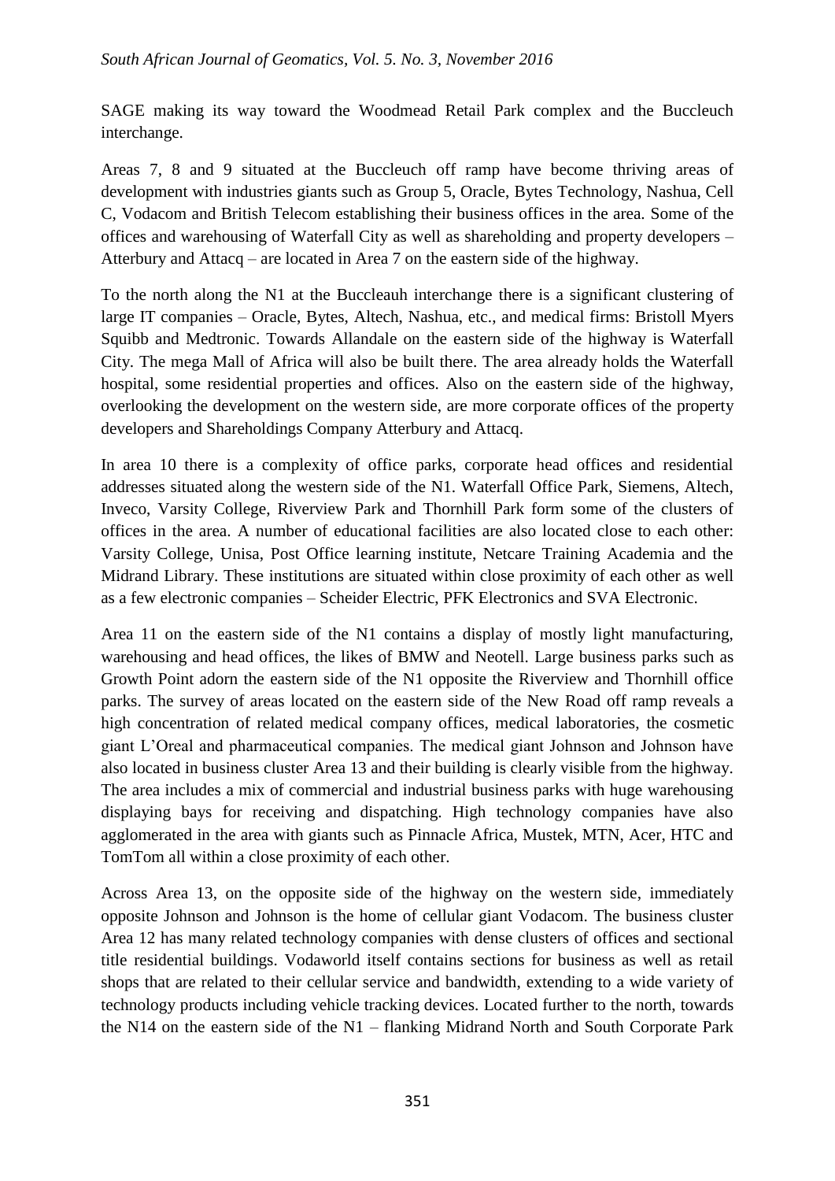SAGE making its way toward the Woodmead Retail Park complex and the Buccleuch interchange.

Areas 7, 8 and 9 situated at the Buccleuch off ramp have become thriving areas of development with industries giants such as Group 5, Oracle, Bytes Technology, Nashua, Cell C, Vodacom and British Telecom establishing their business offices in the area. Some of the offices and warehousing of Waterfall City as well as shareholding and property developers – Atterbury and Attacq – are located in Area 7 on the eastern side of the highway.

To the north along the N1 at the Buccleauh interchange there is a significant clustering of large IT companies – Oracle, Bytes, Altech, Nashua, etc., and medical firms: Bristoll Myers Squibb and Medtronic. Towards Allandale on the eastern side of the highway is Waterfall City. The mega Mall of Africa will also be built there. The area already holds the Waterfall hospital, some residential properties and offices. Also on the eastern side of the highway, overlooking the development on the western side, are more corporate offices of the property developers and Shareholdings Company Atterbury and Attacq.

In area 10 there is a complexity of office parks, corporate head offices and residential addresses situated along the western side of the N1. Waterfall Office Park, Siemens, Altech, Inveco, Varsity College, Riverview Park and Thornhill Park form some of the clusters of offices in the area. A number of educational facilities are also located close to each other: Varsity College, Unisa, Post Office learning institute, Netcare Training Academia and the Midrand Library. These institutions are situated within close proximity of each other as well as a few electronic companies – Scheider Electric, PFK Electronics and SVA Electronic.

Area 11 on the eastern side of the N1 contains a display of mostly light manufacturing, warehousing and head offices, the likes of BMW and Neotell. Large business parks such as Growth Point adorn the eastern side of the N1 opposite the Riverview and Thornhill office parks. The survey of areas located on the eastern side of the New Road off ramp reveals a high concentration of related medical company offices, medical laboratories, the cosmetic giant L'Oreal and pharmaceutical companies. The medical giant Johnson and Johnson have also located in business cluster Area 13 and their building is clearly visible from the highway. The area includes a mix of commercial and industrial business parks with huge warehousing displaying bays for receiving and dispatching. High technology companies have also agglomerated in the area with giants such as Pinnacle Africa, Mustek, MTN, Acer, HTC and TomTom all within a close proximity of each other.

Across Area 13, on the opposite side of the highway on the western side, immediately opposite Johnson and Johnson is the home of cellular giant Vodacom. The business cluster Area 12 has many related technology companies with dense clusters of offices and sectional title residential buildings. Vodaworld itself contains sections for business as well as retail shops that are related to their cellular service and bandwidth, extending to a wide variety of technology products including vehicle tracking devices. Located further to the north, towards the N14 on the eastern side of the N1 – flanking Midrand North and South Corporate Park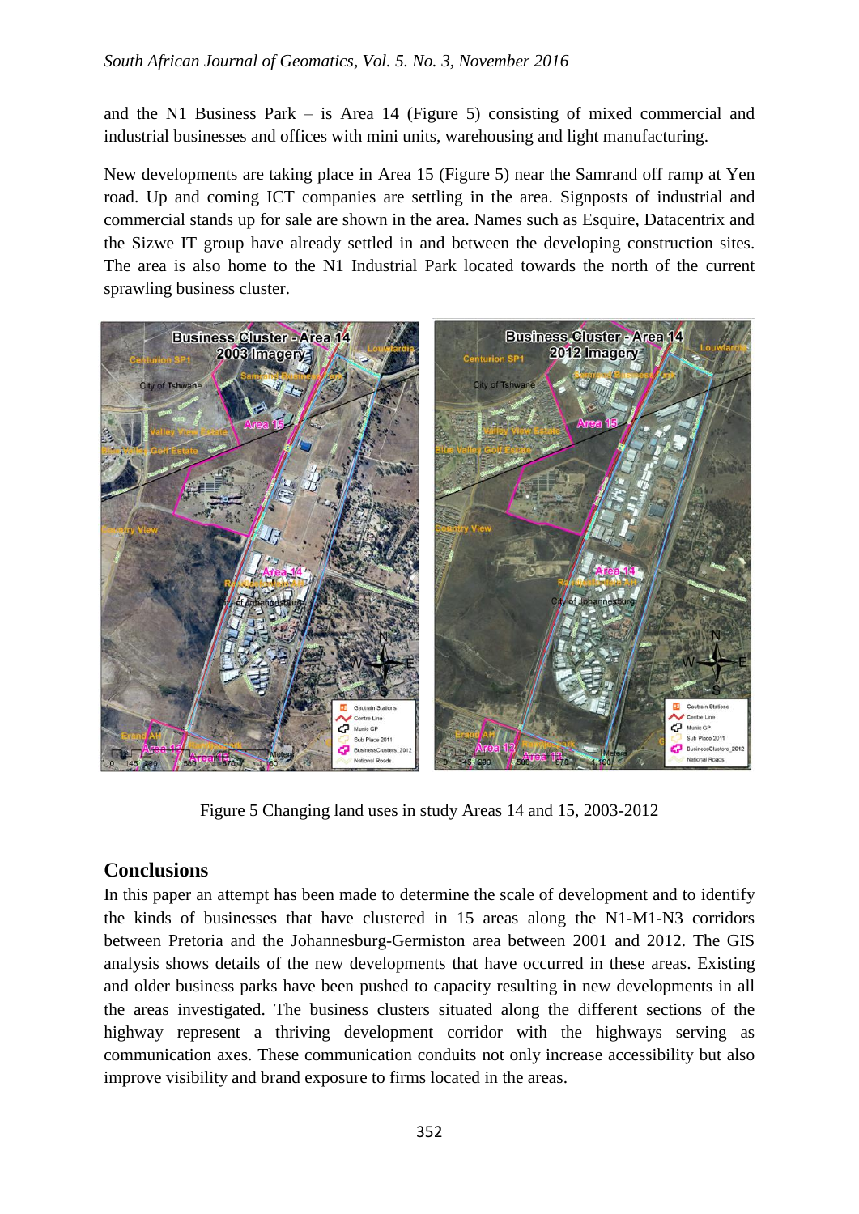and the N1 Business Park – is Area 14 (Figure 5) consisting of mixed commercial and industrial businesses and offices with mini units, warehousing and light manufacturing.

New developments are taking place in Area 15 (Figure 5) near the Samrand off ramp at Yen road. Up and coming ICT companies are settling in the area. Signposts of industrial and commercial stands up for sale are shown in the area. Names such as Esquire, Datacentrix and the Sizwe IT group have already settled in and between the developing construction sites. The area is also home to the N1 Industrial Park located towards the north of the current sprawling business cluster.

Figure 5 Changing land uses in study Areas 14 and 15, 2003-2012

## Conclusions

In this paper an attempt has been made to determine the scale of development and to identify the kinds of businesses that have clustered in 15 areas along the N1-M1-N3 corridors between Pretoria and the Johannesburg-Germiston area between 2001 and 2012. The GIS analysis shows details of the new developments that have occurred in these areas. Existing and older business parks have been pushed to capacity resulting in new developments in all the areas investigated. The business clusters situated along the different sections of the highway represent a thriving development corridor with the highways serving as communication axes. These communication conduits not only increase accessibility but also improve visibility and brand exposure to firms located in the areas.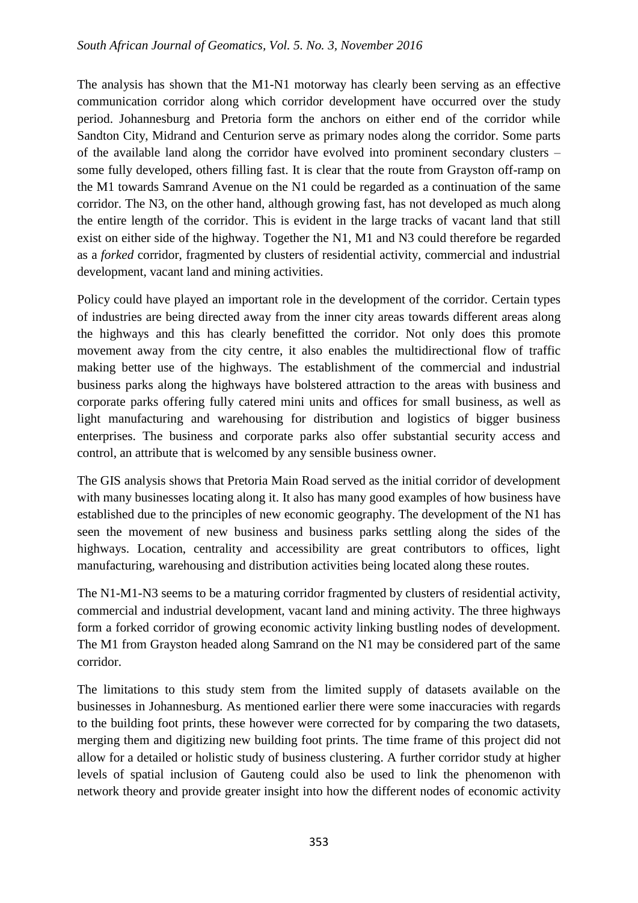The analysis has shown that the M1-N1 motorway has clearly been serving as an effective communication corridor along which corridor development have occurred over the study period. Johannesburg and Pretoria form the anchors on either end of the corridor while Sandton City, Midrand and Centurion serve as primary nodes along the corridor. Some parts of the available land along the corridor have evolved into prominent secondary clusters – some fully developed, others filling fast. It is clear that the route from Grayston off-ramp on the M1 towards Samrand Avenue on the N1 could be regarded as a continuation of the same corridor. The N3, on the other hand, although growing fast, has not developed as much along the entire length of the corridor. This is evident in the large tracks of vacant land that still exist on either side of the highway. Together the N1, M1 and N3 could therefore be regarded as a *forked* corridor, fragmented by clusters of residential activity, commercial and industrial development, vacant land and mining activities.

Policy could have played an important role in the development of the corridor. Certain types of industries are being directed away from the inner city areas towards different areas along the highways and this has clearly benefitted the corridor. Not only does this promote movement away from the city centre, it also enables the multidirectional flow of traffic making better use of the highways. The establishment of the commercial and industrial business parks along the highways have bolstered attraction to the areas with business and corporate parks offering fully catered mini units and offices for small business, as well as light manufacturing and warehousing for distribution and logistics of bigger business enterprises. The business and corporate parks also offer substantial security access and control, an attribute that is welcomed by any sensible business owner.

The GIS analysis shows that Pretoria Main Road served as the initial corridor of development with many businesses locating along it. It also has many good examples of how business have established due to the principles of new economic geography. The development of the N1 has seen the movement of new business and business parks settling along the sides of the highways. Location, centrality and accessibility are great contributors to offices, light manufacturing, warehousing and distribution activities being located along these routes.

The N1-M1-N3 seems to be a maturing corridor fragmented by clusters of residential activity, commercial and industrial development, vacant land and mining activity. The three highways form a forked corridor of growing economic activity linking bustling nodes of development. The M1 from Grayston headed along Samrand on the N1 may be considered part of the same corridor.

The limitations to this study stem from the limited supply of datasets available on the businesses in Johannesburg. As mentioned earlier there were some inaccuracies with regards to the building foot prints, these however were corrected for by comparing the two datasets, merging them and digitizing new building foot prints. The time frame of this project did not allow for a detailed or holistic study of business clustering. A further corridor study at higher levels of spatial inclusion of Gauteng could also be used to link the phenomenon with network theory and provide greater insight into how the different nodes of economic activity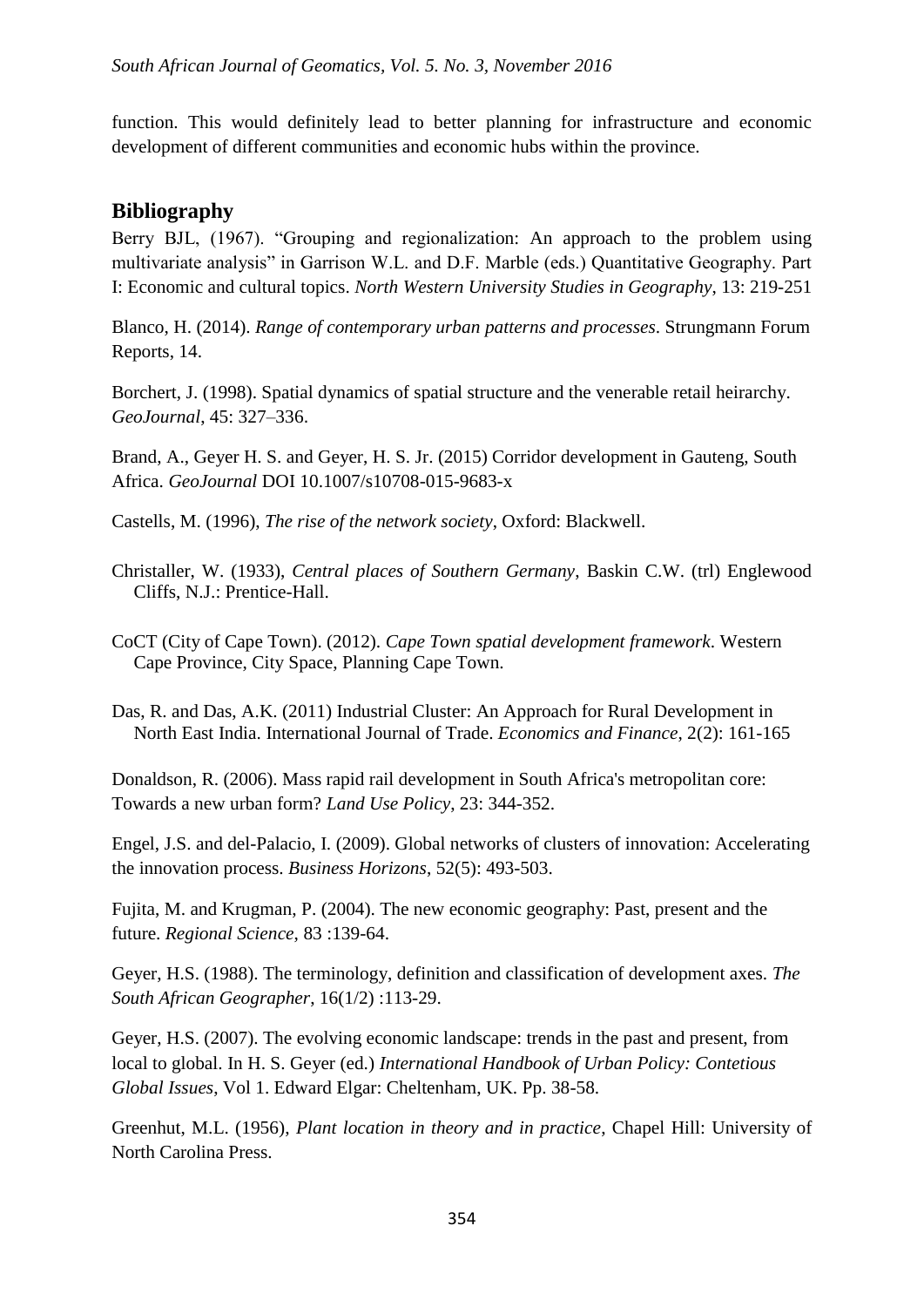function. This would definitely lead to better planning for infrastructure and economic development of different communities and economic hubs within the province.

## Bibliography

Berry BJL, (1967). "Grouping and regionalization: An approach to the problem using multivariate analysis" in Garrison W.L. and D.F. Marble (eds.) Quantitative Geography. Part I: Economic and cultural topics. *North Western University Studies in Geography*, 13: 219-251

Blanco, H. (2014). *Range of contemporary urban patterns and processes*. Strungmann Forum Reports, 14.

Borchert, J. (1998). Spatial dynamics of spatial structure and the venerable retail heirarchy. *GeoJournal*, 45: 327–336.

Brand, A., Geyer H. S. and Geyer, H. S. Jr. (2015) Corridor development in Gauteng, South Africa. *GeoJournal* DOI 10.1007/s10708-015-9683-x

Castells, M. (1996), *The rise of the network society*, Oxford: Blackwell.

Christaller, W. (1933), *Central places of Southern Germany*, Baskin C.W. (trl) Englewood Cliffs, N.J.: Prentice-Hall.

CoCT (City of Cape Town). (2012). *Cape Town spatial development framework*. Western Cape Province, City Space, Planning Cape Town.

Das, R. and Das, A.K. (2011) Industrial Cluster: An Approach for Rural Development in North East India. International Journal of Trade. *Economics and Finance*, 2(2): 161-165

Donaldson, R. (2006). Mass rapid rail development in South Africa's metropolitan core: Towards a new urban form? *Land Use Policy*, 23: 344-352.

Engel, J.S. and del-Palacio, I. (2009). Global networks of clusters of innovation: Accelerating the innovation process. *Business Horizons*, 52(5): 493-503.

Fujita, M. and Krugman, P. (2004). The new economic geography: Past, present and the future. *Regional Science*, 83 :139-64.

Geyer, H.S. (1988). The terminology, definition and classification of development axes. *The South African Geographer*, 16(1/2) :113-29.

Geyer, H.S. (2007). The evolving economic landscape: trends in the past and present, from local to global. In H. S. Geyer (ed.) *International Handbook of Urban Policy: Contetious Global Issues*, Vol 1. Edward Elgar: Cheltenham, UK. Pp. 38-58.

Greenhut, M.L. (1956), *Plant location in theory and in practice*, Chapel Hill: University of North Carolina Press.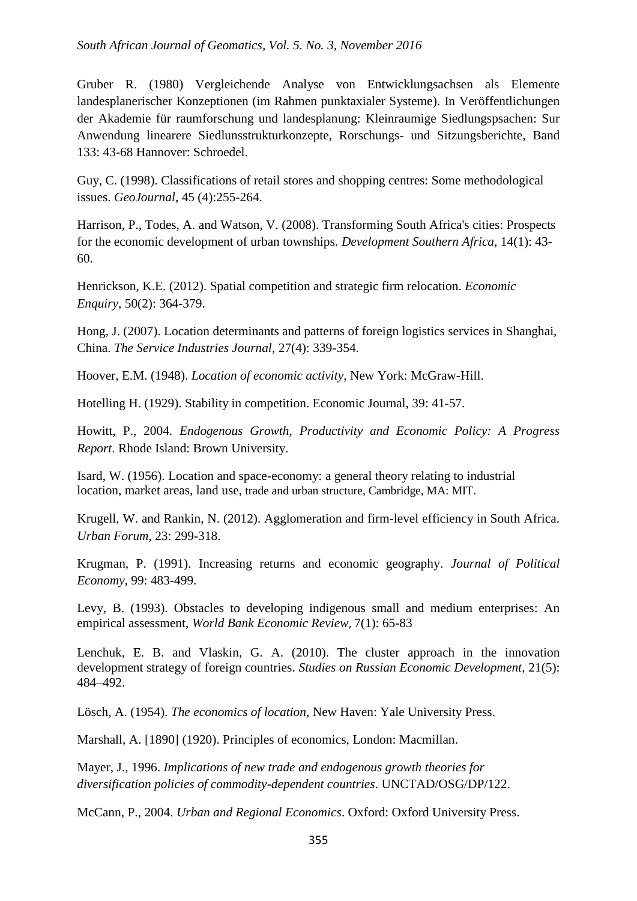Gruber R. (1980) Vergleichende Analyse von Entwicklungsachsen als Elemente landesplanerischer Konzeptionen (im Rahmen punktaxialer Systeme). In Veröffentlichungen der Akademie für raumforschung und landesplanung: Kleinraumige Siedlungspsachen: Sur Anwendung linearere Siedlunsstrukturkonzepte, Rorschungs- und Sitzungsberichte, Band 133: 43-68 Hannover: Schroedel.

Guy, C. (1998). Classifications of retail stores and shopping centres: Some methodological issues. *GeoJournal*, 45 (4):255-264.

Harrison, P., Todes, A. and Watson, V. (2008). Transforming South Africa's cities: Prospects for the economic development of urban townships. *Development Southern Africa*, 14(1): 43-60.

Henrickson, K.E. (2012). Spatial competition and strategic firm relocation. *Economic Enquiry*, 50(2): 364-379.

Hong, J. (2007). Location determinants and patterns of foreign logistics services in Shanghai, China. *The Service Industries Journal*, 27(4): 339-354.

Hoover, E.M. (1948). *Location of economic activity*, New York: McGraw-Hill.

Hotelling H. (1929). Stability in competition. Economic Journal, 39: 41-57.

Howitt, P., 2004. *Endogenous Growth, Productivity and Economic Policy: A Progress Report*. Rhode Island: Brown University.

Isard, W. (1956). Location and space-economy: a general theory relating to industrial location, market areas, land use, trade and urban structure, Cambridge, MA: MIT.

Krugell, W. and Rankin, N. (2012). Agglomeration and firm-level efficiency in South Africa. *Urban Forum*, 23: 299-318.

Krugman, P. (1991). Increasing returns and economic geography. *Journal of Political Economy*, 99: 483-499.

Levy, B. (1993). Obstacles to developing indigenous small and medium enterprises: An empirical assessment, *World Bank Economic Review,* 7(1): 65-83

Lenchuk, E. B. and Vlaskin, G. A. (2010). The cluster approach in the innovation development strategy of foreign countries. *Studies on Russian Economic Development*, 21(5): 484–492.

Lösch, A. (1954). *The economics of location*, New Haven: Yale University Press.

Marshall, A. [1890] (1920). Principles of economics, London: Macmillan.

Mayer, J., 1996. *Implications of new trade and endogenous growth theories for diversification policies of commodity-dependent countries*. UNCTAD/OSG/DP/122.

McCann, P., 2004. *Urban and Regional Economics*. Oxford: Oxford University Press.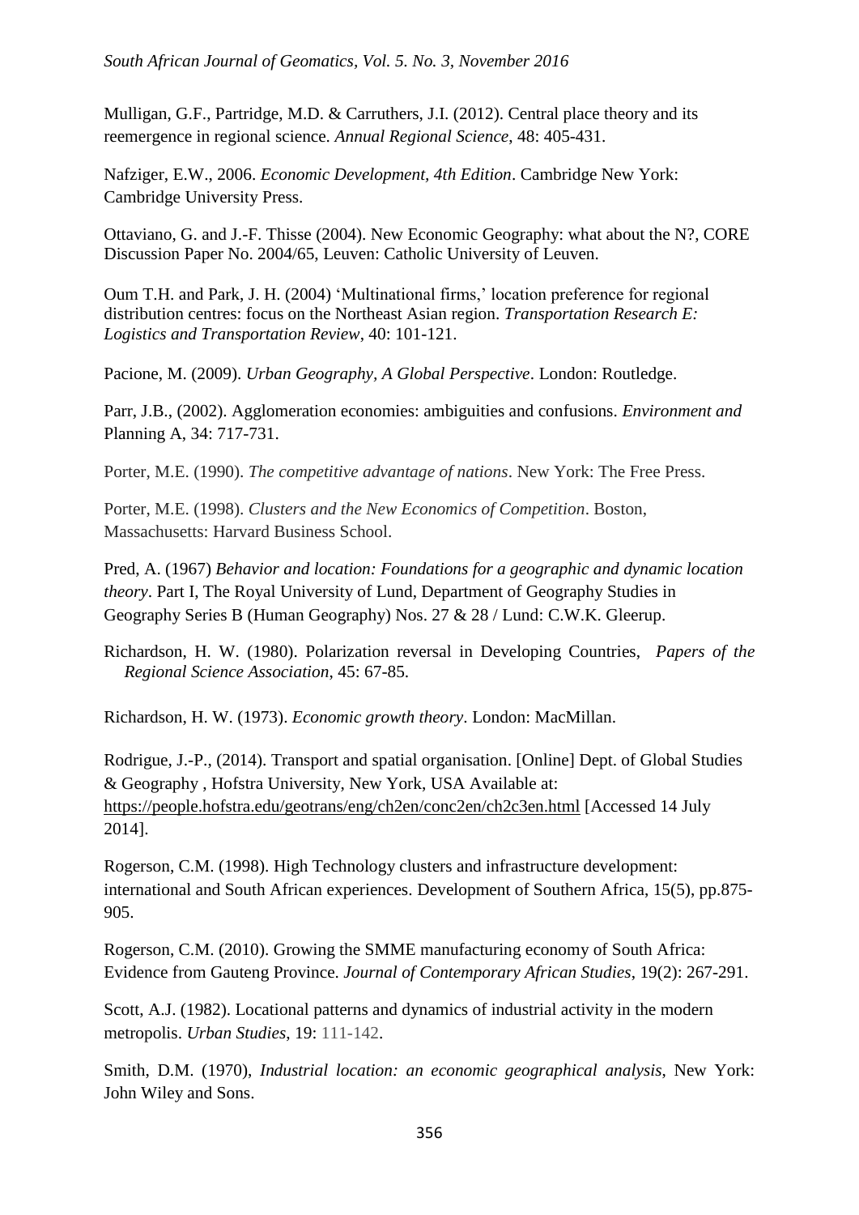Mulligan, G.F., Partridge, M.D. & Carruthers, J.I. (2012). Central place theory and its reemergence in regional science. *Annual Regional Science*, 48: 405-431.

Nafziger, E.W., 2006. *Economic Development, 4th Edition*. Cambridge New York: Cambridge University Press.

Ottaviano, G. and J.-F. Thisse (2004). New Economic Geography: what about the N?, CORE Discussion Paper No. 2004/65, Leuven: Catholic University of Leuven.

Oum T.H. and Park, J. H. (2004) 'Multinational firms,' location preference for regional distribution centres: focus on the Northeast Asian region. *Transportation Research E: Logistics and Transportation Review*, 40: 101-121.

Pacione, M. (2009). *Urban Geography, A Global Perspective*. London: Routledge.

Parr, J.B., (2002). Agglomeration economies: ambiguities and confusions. *Environment and* Planning A, 34: 717-731.

Porter, M.E. (1990). *The competitive advantage of nations*. New York: The Free Press.

Porter, M.E. (1998). *Clusters and the New Economics of Competition*. Boston, Massachusetts: Harvard Business School.

Pred, A. (1967) *Behavior and location: Foundations for a geographic and dynamic location theory*. Part I, The Royal University of Lund, Department of Geography Studies in Geography Series B (Human Geography) Nos. 27 & 28 / Lund: C.W.K. Gleerup.

Richardson, H. W. (1980). Polarization reversal in Developing Countries, *Papers of the Regional Science Association*, 45: 67-85.

Richardson, H. W. (1973). *Economic growth theory*. London: MacMillan.

Rodrigue, J.-P., (2014). Transport and spatial organisation. [Online] Dept. of Global Studies & Geography , Hofstra University, New York, USA Available at: https://people.hofstra.edu/geotrans/eng/ch2en/conc2en/ch2c3en.html [Accessed 14 July 2014].

Rogerson, C.M. (1998). High Technology clusters and infrastructure development: international and South African experiences. Development of Southern Africa, 15(5), pp.875-905.

Rogerson, C.M. (2010). Growing the SMME manufacturing economy of South Africa: Evidence from Gauteng Province. *Journal of Contemporary African Studies*, 19(2): 267-291.

Scott, A.J. (1982). Locational patterns and dynamics of industrial activity in the modern metropolis. *Urban Studies*, 19: 111-142.

Smith, D.M. (1970), *Industrial location: an economic geographical analysis*, New York: John Wiley and Sons.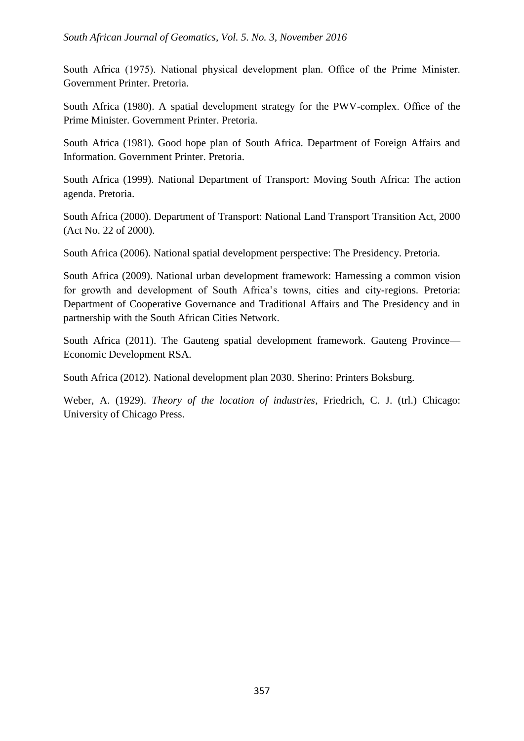South Africa (1975). National physical development plan. Office of the Prime Minister. Government Printer. Pretoria.

South Africa (1980). A spatial development strategy for the PWV-complex. Office of the Prime Minister. Government Printer. Pretoria.

South Africa (1981). Good hope plan of South Africa. Department of Foreign Affairs and Information. Government Printer. Pretoria.

South Africa (1999). National Department of Transport: Moving South Africa: The action agenda. Pretoria.

South Africa (2000). Department of Transport: National Land Transport Transition Act, 2000 (Act No. 22 of 2000).

South Africa (2006). National spatial development perspective: The Presidency. Pretoria.

South Africa (2009). National urban development framework: Harnessing a common vision for growth and development of South Africa's towns, cities and city-regions. Pretoria: Department of Cooperative Governance and Traditional Affairs and The Presidency and in partnership with the South African Cities Network.

South Africa (2011). The Gauteng spatial development framework. Gauteng Province—Economic Development RSA.

South Africa (2012). National development plan 2030. Sherino: Printers Boksburg.

Weber, A. (1929). *Theory of the location of industries*, Friedrich, C. J. (trl.) Chicago: University of Chicago Press.